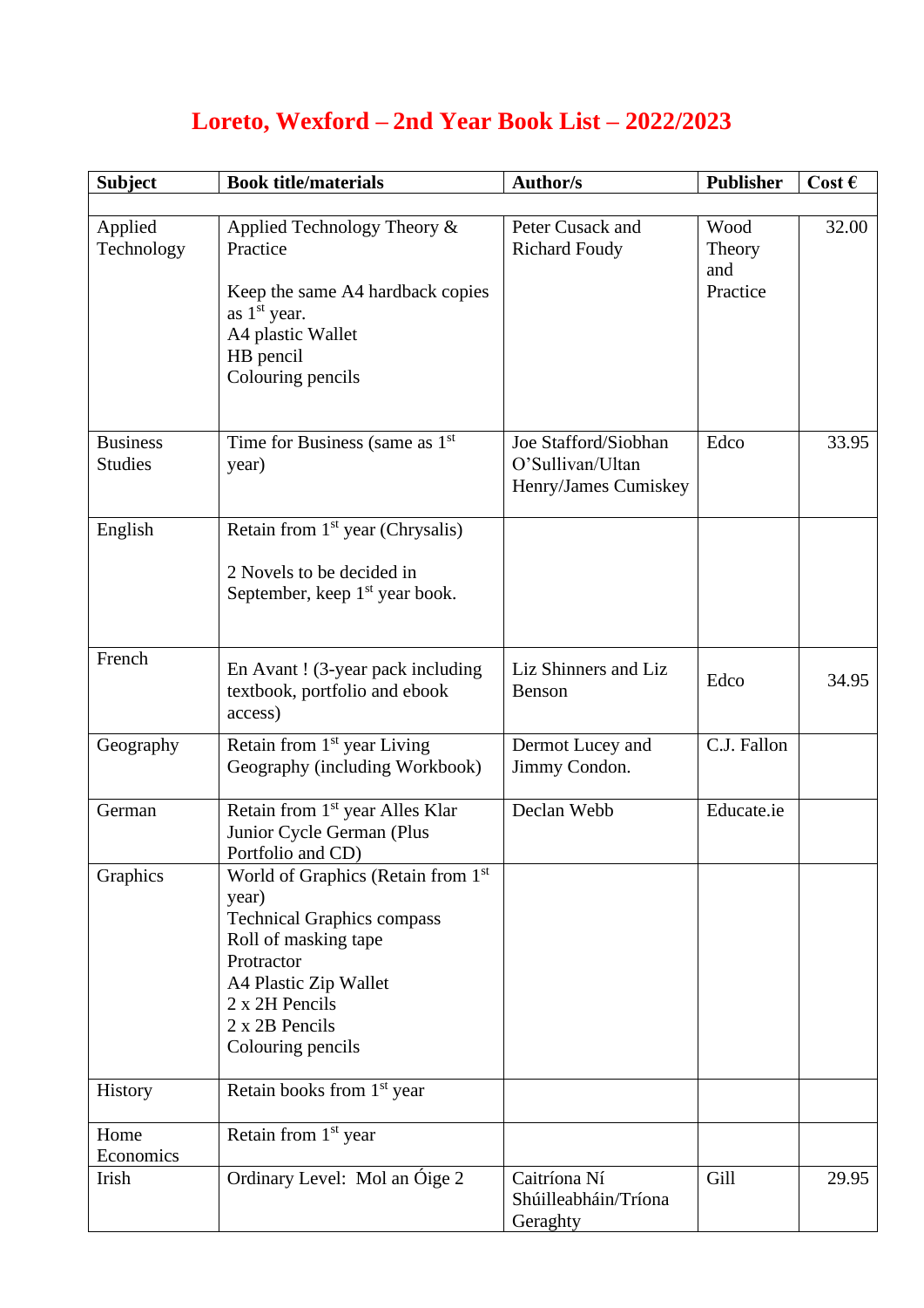# Loreto, Wexford – 2nd Year Book List – 2022/2023

| Subject | Book title/materials | Author/s | Publisher | Cost € |
|---|---|---|---|---|
| | | | | |
| Applied Technology | Applied Technology Theory & Practice<br><br>Keep the same A4 hardback copies as 1st year.<br>A4 plastic Wallet<br>HB pencil<br>Colouring pencils | Peter Cusack and Richard Foudy | Wood Theory and Practice | 32.00 |
| Business Studies | Time for Business (same as 1st year) | Joe Stafford/Siobhan O'Sullivan/Ultan Henry/James Cumiskey | Edco | 33.95 |
| English | Retain from 1st year (Chrysalis)<br><br>2 Novels to be decided in September, keep 1st year book. | | | |
| French | En Avant ! (3-year pack including textbook, portfolio and ebook access) | Liz Shinners and Liz Benson | Edco | 34.95 |
| Geography | Retain from 1st year Living Geography (including Workbook) | Dermot Lucey and Jimmy Condon. | C.J. Fallon | |
| German | Retain from 1st year Alles Klar Junior Cycle German (Plus Portfolio and CD) | Declan Webb | Educate.ie | |
| Graphics | World of Graphics (Retain from 1st year)<br>Technical Graphics compass<br>Roll of masking tape<br>Protractor<br>A4 Plastic Zip Wallet<br>2 x 2H Pencils<br>2 x 2B Pencils<br>Colouring pencils | | | |
| History | Retain books from 1st year | | | |
| Home Economics | Retain from 1st year | | | |
| Irish | Ordinary Level: Mol an Óige 2 | Caitríona Ní Shúilleabháin/Tríona Geraghty | Gill | 29.95 |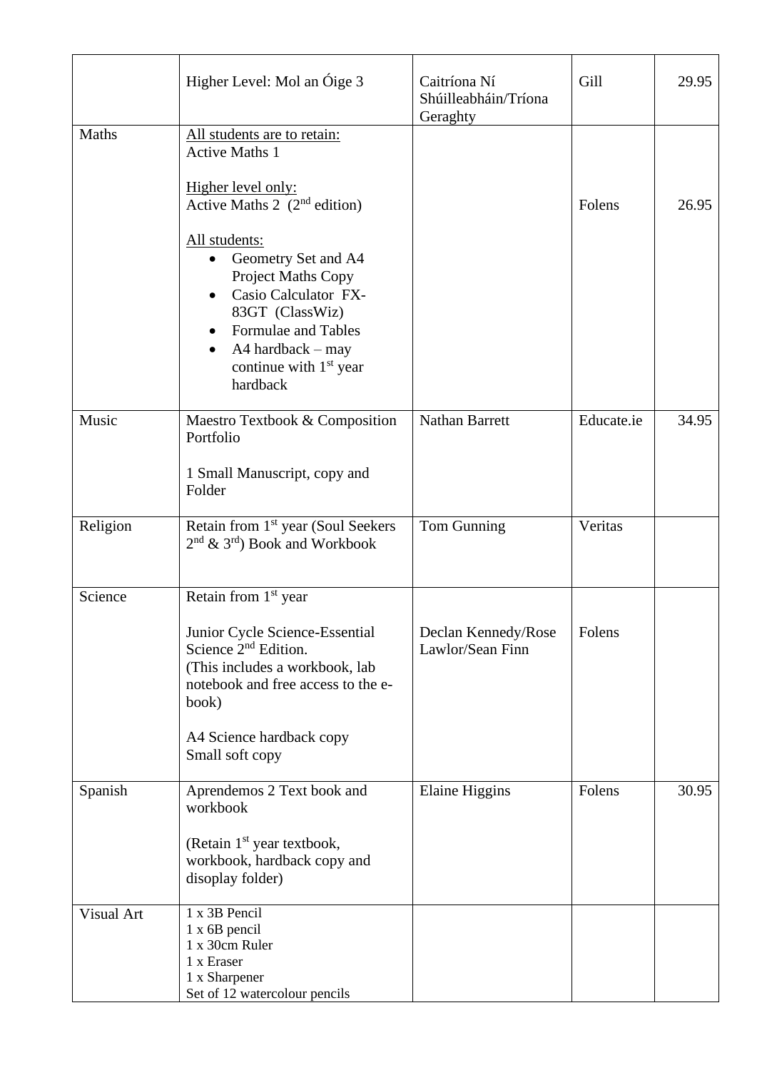| | | | | |
|---|---|---|---|---|
| | Higher Level: Mol an Óige 3 | Caitríona Ní Shúilleabháin/Tríona Geraghty | Gill | 29.95 |
| Maths | All students are to retain:<br>Active Maths 1<br><br>Higher level only:<br>Active Maths 2 (2nd edition)<br><br>All students:<br>• Geometry Set and A4 Project Maths Copy<br>• Casio Calculator FX-83GT (ClassWiz)<br>• Formulae and Tables<br>• A4 hardback – may continue with 1st year hardback | | Folens | 26.95 |
| Music | Maestro Textbook & Composition Portfolio<br><br>1 Small Manuscript, copy and Folder | Nathan Barrett | Educate.ie | 34.95 |
| Religion | Retain from 1st year (Soul Seekers 2nd & 3rd) Book and Workbook | Tom Gunning | Veritas | |
| Science | Retain from 1st year<br><br>Junior Cycle Science-Essential Science 2nd Edition.<br>(This includes a workbook, lab notebook and free access to the e-book)<br><br>A4 Science hardback copy<br>Small soft copy | Declan Kennedy/Rose Lawlor/Sean Finn | Folens | |
| Spanish | Aprendemos 2 Text book and workbook<br><br>(Retain 1st year textbook, workbook, hardback copy and disoplay folder) | Elaine Higgins | Folens | 30.95 |
| Visual Art | 1 x 3B Pencil<br>1 x 6B pencil<br>1 x 30cm Ruler<br>1 x Eraser<br>1 x Sharpener<br>Set of 12 watercolour pencils | | | |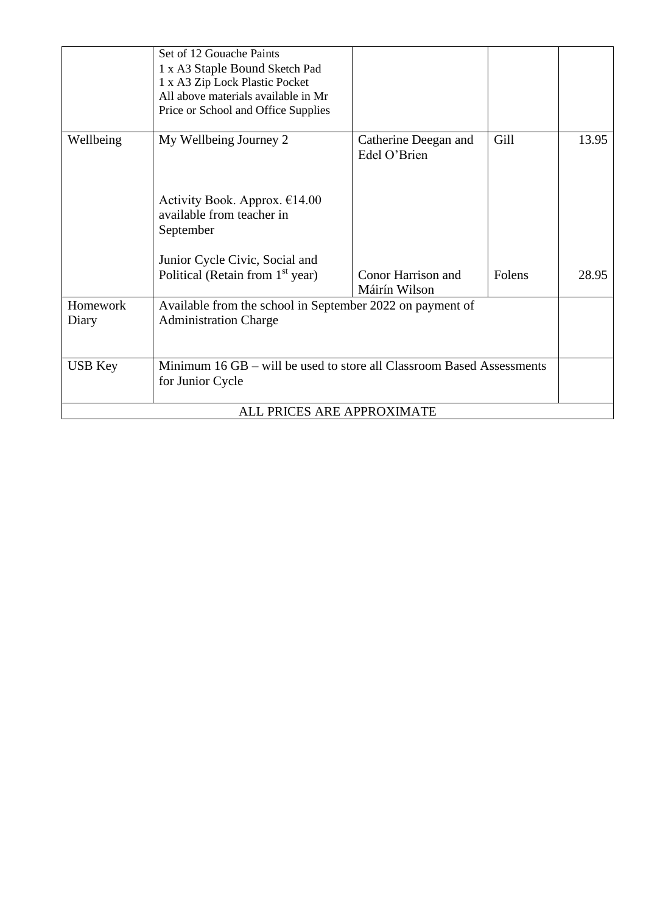| | | | | |
|---|---|---|---|---|
| | Set of 12 Gouache Paints<br>1 x A3 Staple Bound Sketch Pad<br>1 x A3 Zip Lock Plastic Pocket<br>All above materials available in Mr Price or School and Office Supplies | | | |
| Wellbeing | My Wellbeing Journey 2<br><br>Activity Book. Approx. €14.00 available from teacher in September<br><br>Junior Cycle Civic, Social and Political (Retain from 1st year) | Catherine Deegan and Edel O'Brien<br><br>Conor Harrison and Máirín Wilson | Gill<br><br>Folens | 13.95<br><br>28.95 |
| Homework Diary | Available from the school in September 2022 on payment of Administration Charge | | | |
| USB Key | Minimum 16 GB – will be used to store all Classroom Based Assessments for Junior Cycle | | | |
| ALL PRICES ARE APPROXIMATE | | | | |